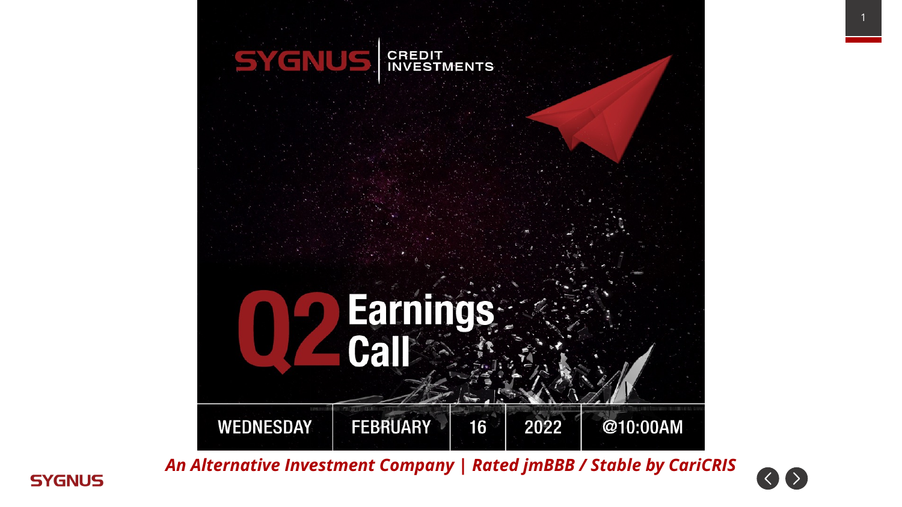# SYGNUS CREDIT INVESTMENTS

# Q2 Earnings Call

| WEDNESDAY | FEBRUARY | 16 | 2022 | @10:00AM |
| --- | --- | --- | --- | --- |

*An Alternative Investment Company | Rated jmBBB / Stable by CariCRIS*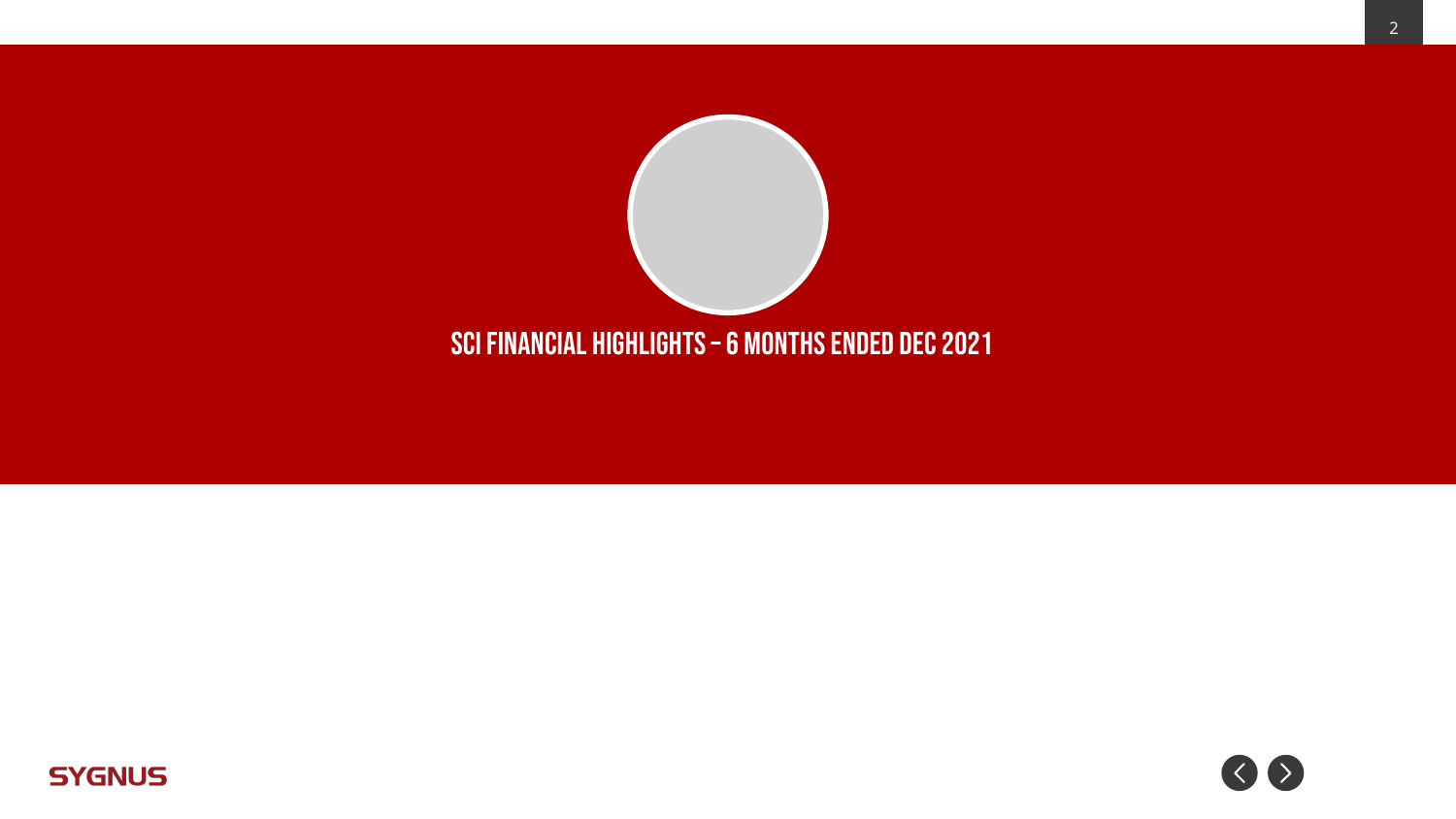# SCI FINANCIAL HIGHLIGHTS – 6 MONTHS ENDED DEC 2021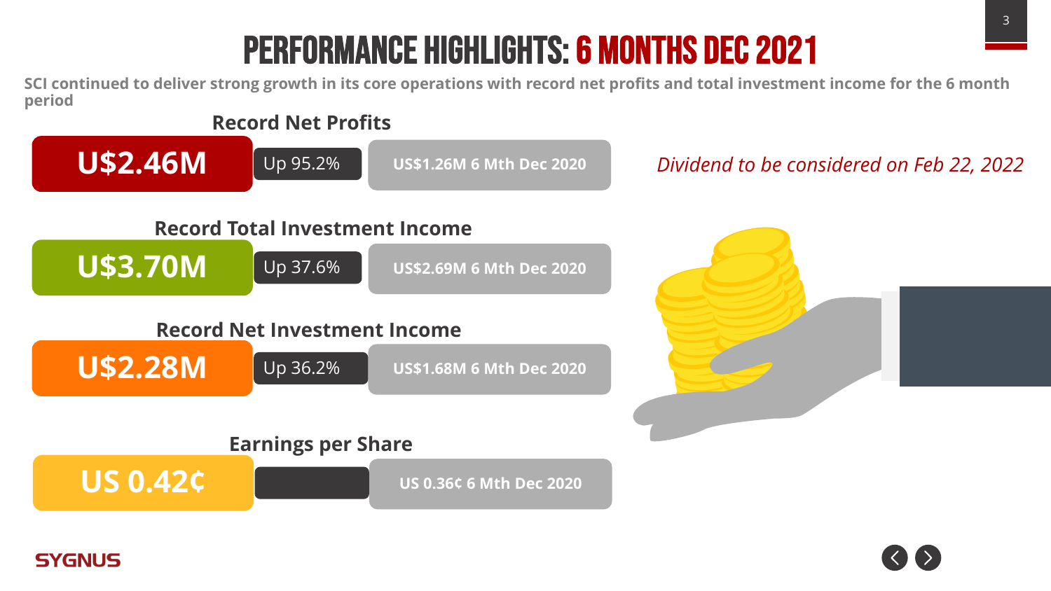# PERFORMANCE HIGHLIGHTS: 6 MONTHS DEC 2021

**SCI continued to deliver strong growth in its core operations with record net profits and total investment income for the 6 month period**

### Record Net Profits

**U$2.46M** | Up 95.2% | **US$1.26M 6 Mth Dec 2020**

### Record Total Investment Income

**U$3.70M** | Up 37.6% | **US$2.69M 6 Mth Dec 2020**

### Record Net Investment Income

**U$2.28M** | Up 36.2% | **US$1.68M 6 Mth Dec 2020**

### Earnings per Share

**US 0.42¢** | **US 0.36¢ 6 Mth Dec 2020**

*Dividend to be considered on Feb 22, 2022*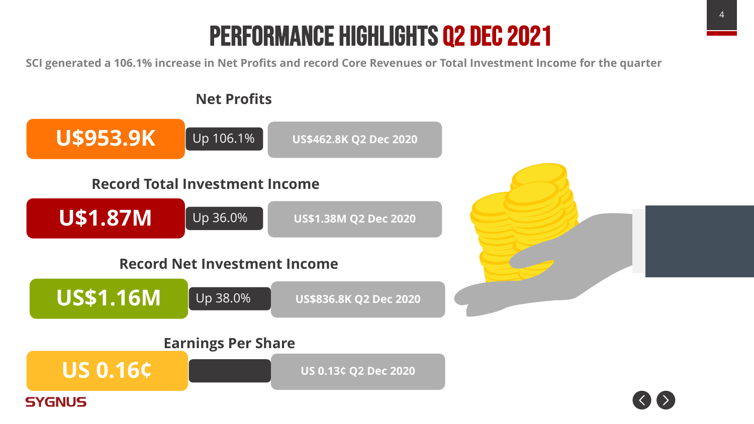# PERFORMANCE HIGHLIGHTS Q2 DEC 2021

**SCI generated a 106.1% increase in Net Profits and record Core Revenues or Total Investment Income for the quarter**

## Net Profits

**U$953.9K** | Up 106.1% | **US$462.8K Q2 Dec 2020**

## Record Total Investment Income

**U$1.87M** | Up 36.0% | **US$1.38M Q2 Dec 2020**

## Record Net Investment Income

**US$1.16M** | Up 38.0% | **US$836.8K Q2 Dec 2020**

## Earnings Per Share

**US 0.16¢** | | **US 0.13¢ Q2 Dec 2020**

SYGNUS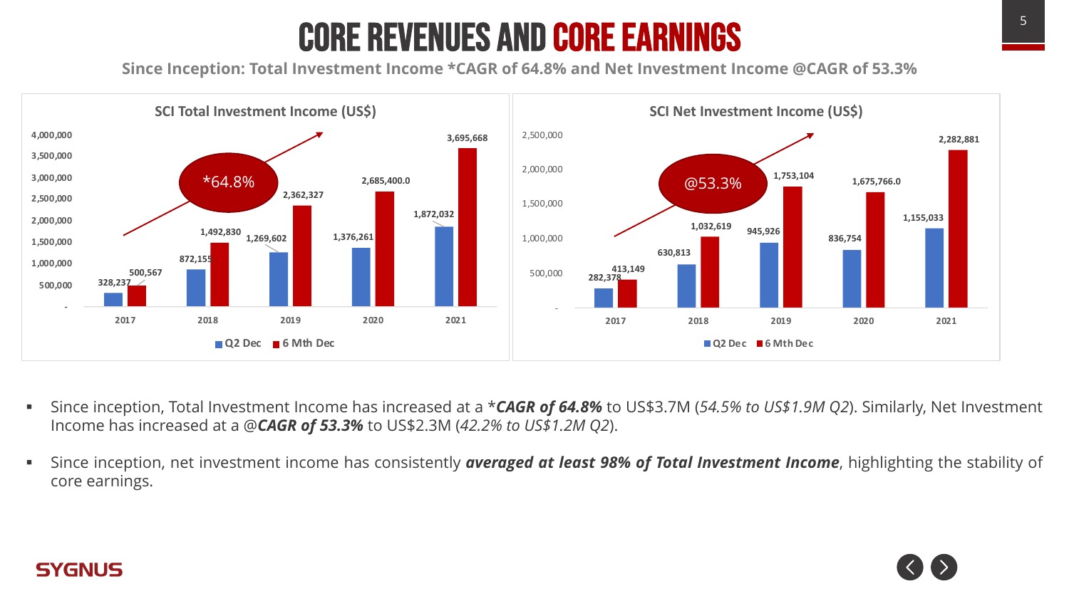# CORE REVENUES AND CORE EARNINGS

**Since Inception: Total Investment Income *CAGR of 64.8% and Net Investment Income @CAGR of 53.3%**

**SCI Total Investment Income (US$)**

| Year | Q2 Dec | 6 Mth Dec |
|---|---|---|
| 2017 | 328,237 | 500,567 |
| 2018 | 872,155 | 1,492,830 |
| 2019 | 1,269,602 | 2,362,327 |
| 2020 | 1,376,261 | 2,685,400.0 |
| 2021 | 1,872,032 | 3,695,668 |

*64.8%

**SCI Net Investment Income (US$)**

| Year | Q2 Dec | 6 Mth Dec |
|---|---|---|
| 2017 | 282,378 | 413,149 |
| 2018 | 630,813 | 1,032,619 |
| 2019 | 945,926 | 1,753,104 |
| 2020 | 836,754 | 1,675,766.0 |
| 2021 | 1,155,033 | 2,282,881 |

@53.3%

- Since inception, Total Investment Income has increased at a *_**CAGR of 64.8%**_ to US$3.7M (*54.5% to US$1.9M Q2*). Similarly, Net Investment Income has increased at a @_**CAGR of 53.3%**_ to US$2.3M (*42.2% to US$1.2M Q2*).
- Since inception, net investment income has consistently _**averaged at least 98% of Total Investment Income**_, highlighting the stability of core earnings.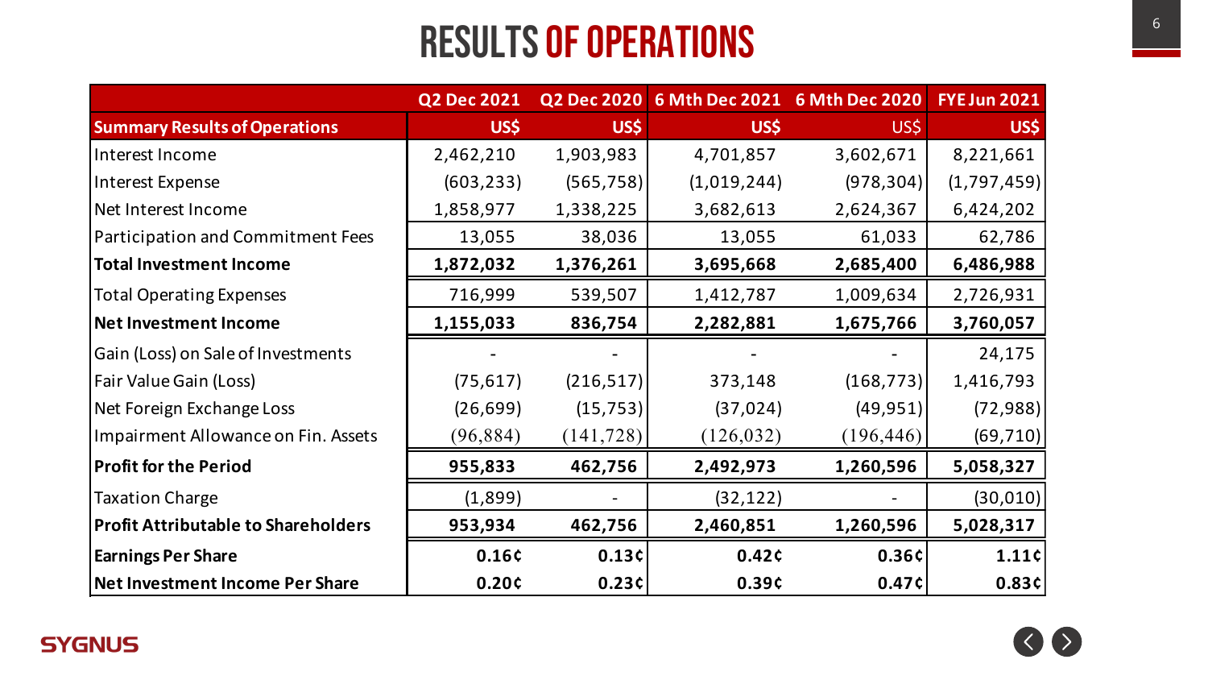# RESULTS OF OPERATIONS

| | Q2 Dec 2021 | Q2 Dec 2020 | 6 Mth Dec 2021 | 6 Mth Dec 2020 | FYE Jun 2021 |
|---|---|---|---|---|---|
| **Summary Results of Operations** | **US$** | **US$** | **US$** | US$ | **US$** |
| Interest Income | 2,462,210 | 1,903,983 | 4,701,857 | 3,602,671 | 8,221,661 |
| Interest Expense | (603,233) | (565,758) | (1,019,244) | (978,304) | (1,797,459) |
| Net Interest Income | 1,858,977 | 1,338,225 | 3,682,613 | 2,624,367 | 6,424,202 |
| Participation and Commitment Fees | 13,055 | 38,036 | 13,055 | 61,033 | 62,786 |
| **Total Investment Income** | **1,872,032** | **1,376,261** | **3,695,668** | **2,685,400** | **6,486,988** |
| Total Operating Expenses | 716,999 | 539,507 | 1,412,787 | 1,009,634 | 2,726,931 |
| **Net Investment Income** | **1,155,033** | **836,754** | **2,282,881** | **1,675,766** | **3,760,057** |
| Gain (Loss) on Sale of Investments | - | - | - | - | 24,175 |
| Fair Value Gain (Loss) | (75,617) | (216,517) | 373,148 | (168,773) | 1,416,793 |
| Net Foreign Exchange Loss | (26,699) | (15,753) | (37,024) | (49,951) | (72,988) |
| Impairment Allowance on Fin. Assets | (96,884) | (141,728) | (126,032) | (196,446) | (69,710) |
| **Profit for the Period** | **955,833** | **462,756** | **2,492,973** | **1,260,596** | **5,058,327** |
| Taxation Charge | (1,899) | - | (32,122) | - | (30,010) |
| **Profit Attributable to Shareholders** | **953,934** | **462,756** | **2,460,851** | **1,260,596** | **5,028,317** |
| **Earnings Per Share** | **0.16¢** | **0.13¢** | **0.42¢** | **0.36¢** | **1.11¢** |
| **Net Investment Income Per Share** | **0.20¢** | **0.23¢** | **0.39¢** | **0.47¢** | **0.83¢** |

SYGNUS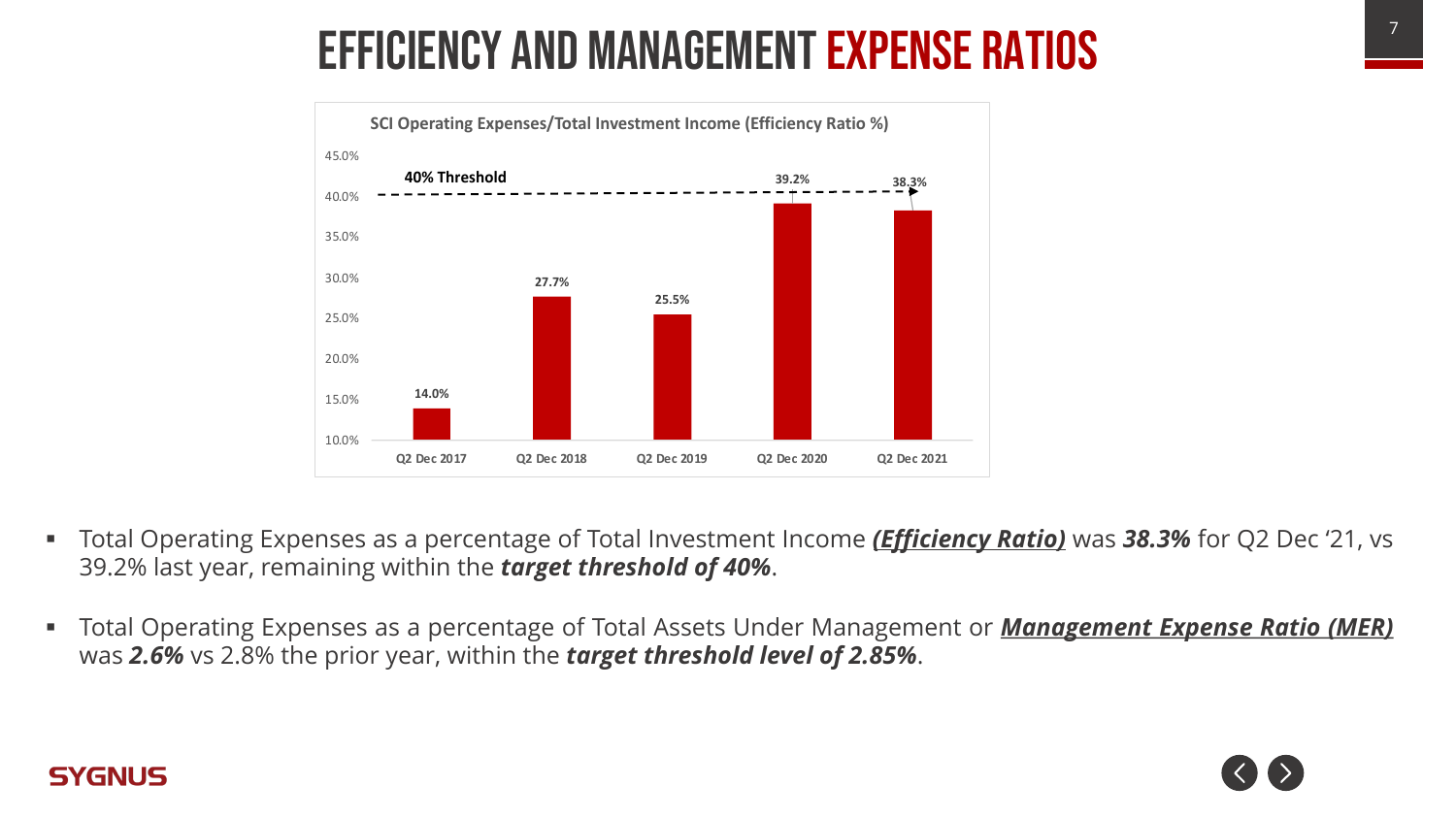# EFFICIENCY AND MANAGEMENT EXPENSE RATIOS

**SCI Operating Expenses/Total Investment Income (Efficiency Ratio %)**

| Period | Efficiency Ratio |
|---|---|
| Q2 Dec 2017 | 14.0% |
| Q2 Dec 2018 | 27.7% |
| Q2 Dec 2019 | 25.5% |
| Q2 Dec 2020 | 39.2% |
| Q2 Dec 2021 | 38.3% |

40% Threshold

- Total Operating Expenses as a percentage of Total Investment Income ***Efficiency Ratio)*** was ***38.3%*** for Q2 Dec '21, vs 39.2% last year, remaining within the ***target threshold of 40%***.
- Total Operating Expenses as a percentage of Total Assets Under Management or ***Management Expense Ratio (MER)*** was ***2.6%*** vs 2.8% the prior year, within the ***target threshold level of 2.85%***.

SYGNUS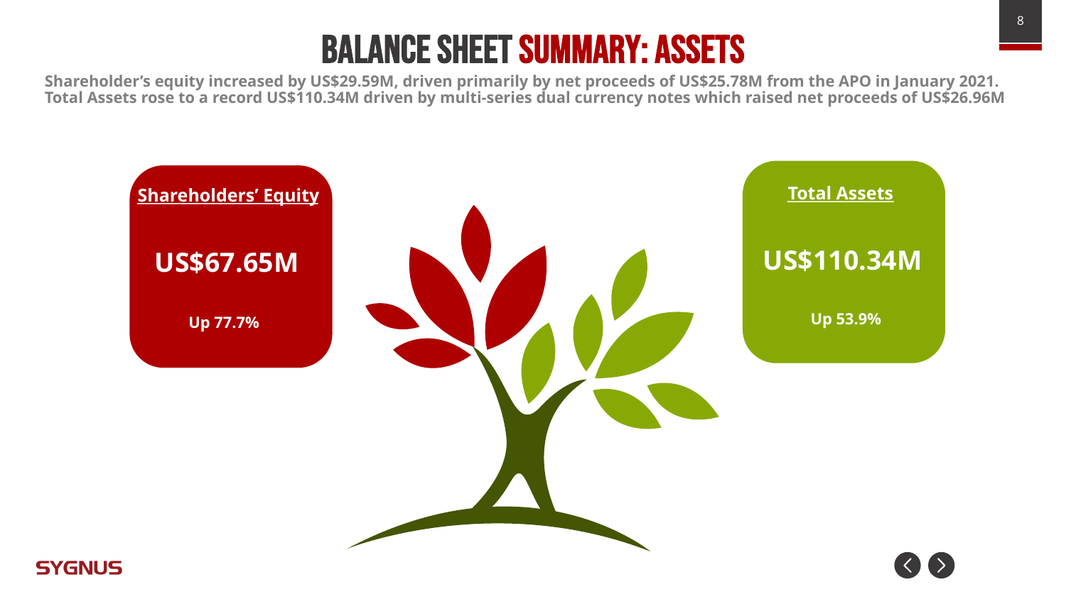# BALANCE SHEET SUMMARY: ASSETS

**Shareholder's equity increased by US$29.59M, driven primarily by net proceeds of US$25.78M from the APO in January 2021. Total Assets rose to a record US$110.34M driven by multi-series dual currency notes which raised net proceeds of US$26.96M**

**Shareholders' Equity**

**US$67.65M**

**Up 77.7%**

**Total Assets**

**US$110.34M**

**Up 53.9%**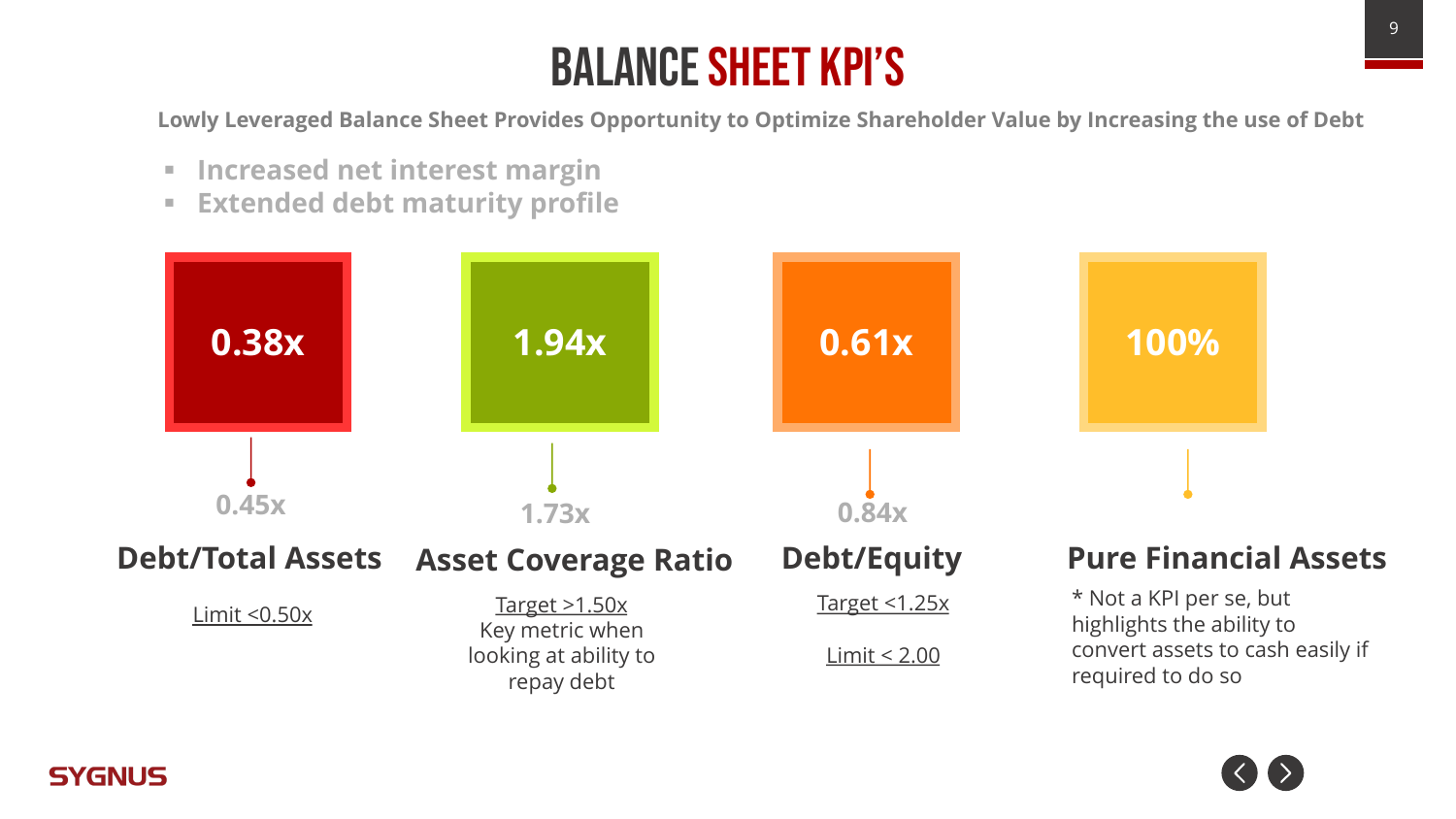# BALANCE SHEET KPI'S

**Lowly Leveraged Balance Sheet Provides Opportunity to Optimize Shareholder Value by Increasing the use of Debt**

- Increased net interest margin
- Extended debt maturity profile

| | Debt/Total Assets | Asset Coverage Ratio | Debt/Equity | Pure Financial Assets |
|---|---|---|---|---|
| Current | 0.38x | 1.94x | 0.61x | 100% |
| Prior | 0.45x | 1.73x | 0.84x | |
| Target/Limit | Limit <0.50x | Target >1.50x | Target <1.25x; Limit < 2.00 | |

**Asset Coverage Ratio:** Key metric when looking at ability to repay debt

**Pure Financial Assets:** * Not a KPI per se, but highlights the ability to convert assets to cash easily if required to do so

SYGNUS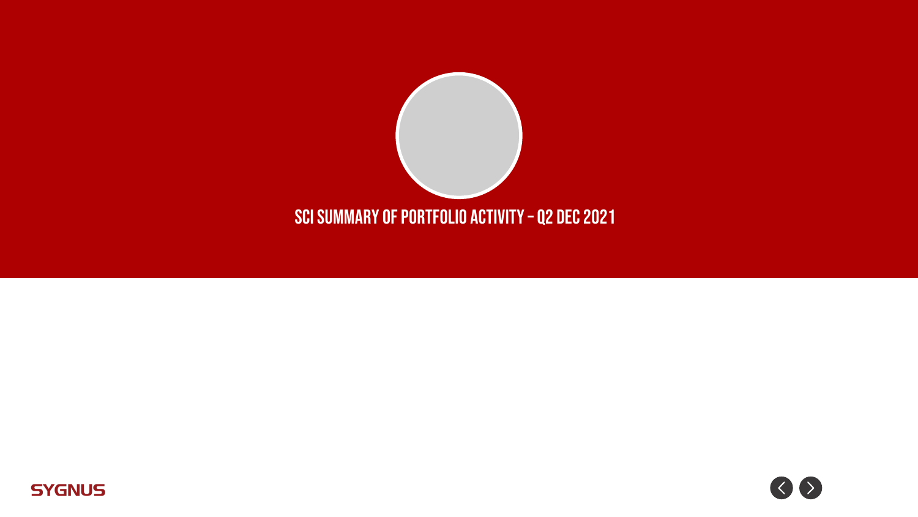# SCI SUMMARY OF PORTFOLIO ACTIVITY – Q2 DEC 2021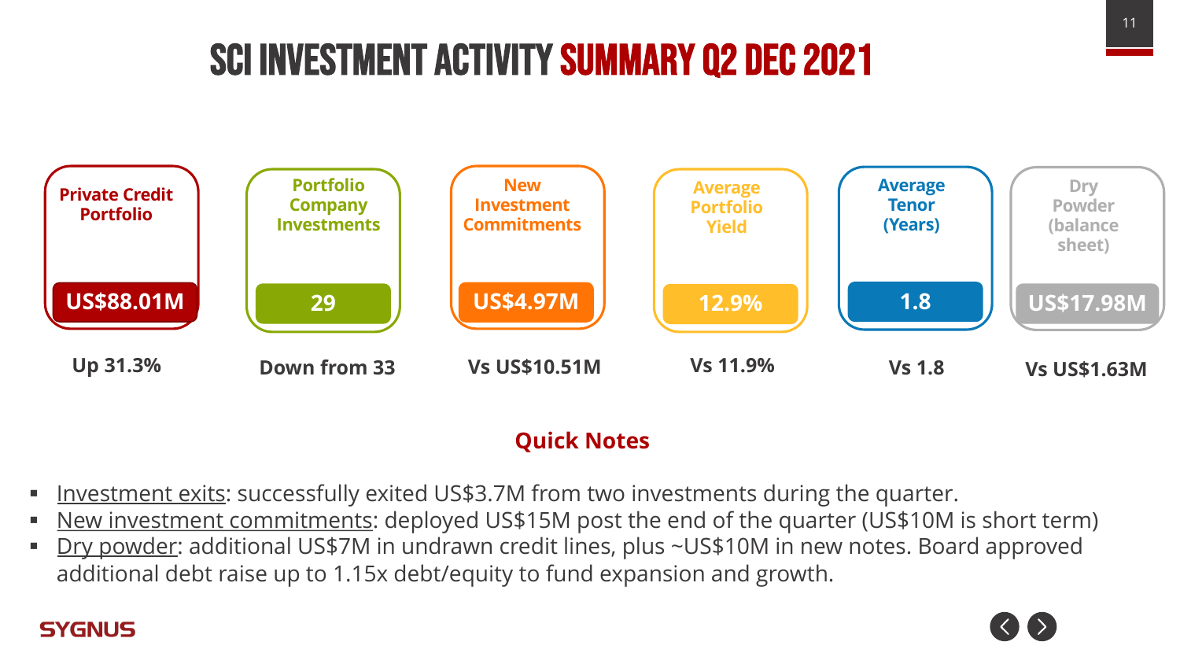# SCI INVESTMENT ACTIVITY SUMMARY Q2 DEC 2021

| Private Credit Portfolio | Portfolio Company Investments | New Investment Commitments | Average Portfolio Yield | Average Tenor (Years) | Dry Powder (balance sheet) |
|---|---|---|---|---|---|
| US$88.01M | 29 | US$4.97M | 12.9% | 1.8 | US$17.98M |
| Up 31.3% | Down from 33 | Vs US$10.51M | Vs 11.9% | Vs 1.8 | Vs US$1.63M |

## Quick Notes

- Investment exits: successfully exited US$3.7M from two investments during the quarter.
- New investment commitments: deployed US$15M post the end of the quarter (US$10M is short term)
- Dry powder: additional US$7M in undrawn credit lines, plus ~US$10M in new notes. Board approved additional debt raise up to 1.15x debt/equity to fund expansion and growth.

SYGNUS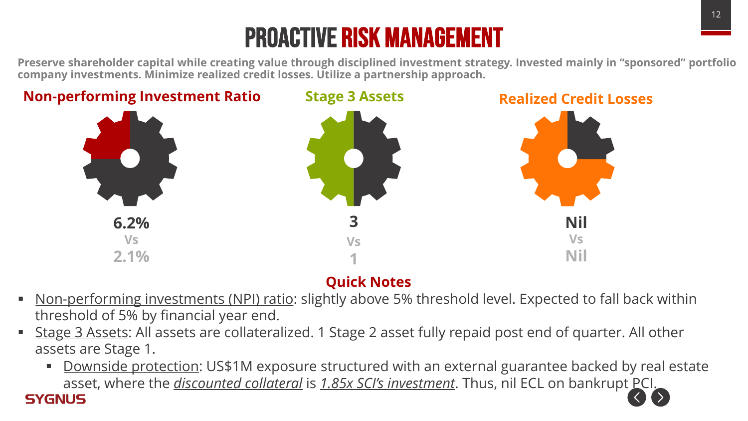# PROACTIVE RISK MANAGEMENT

**Preserve shareholder capital while creating value through disciplined investment strategy. Invested mainly in "sponsored" portfolio company investments. Minimize realized credit losses. Utilize a partnership approach.**

| Non-performing Investment Ratio | Stage 3 Assets | Realized Credit Losses |
|---|---|---|
| **6.2%** | **3** | **Nil** |
| Vs | Vs | Vs |
| 2.1% | 1 | Nil |

## Quick Notes

- Non-performing investments (NPI) ratio: slightly above 5% threshold level. Expected to fall back within threshold of 5% by financial year end.
- Stage 3 Assets: All assets are collateralized. 1 Stage 2 asset fully repaid post end of quarter. All other assets are Stage 1.
  - Downside protection: US$1M exposure structured with an external guarantee backed by real estate asset, where the ***discounted collateral*** is ***1.85x SCI's investment***. Thus, nil ECL on bankrupt PCI.

SYGNUS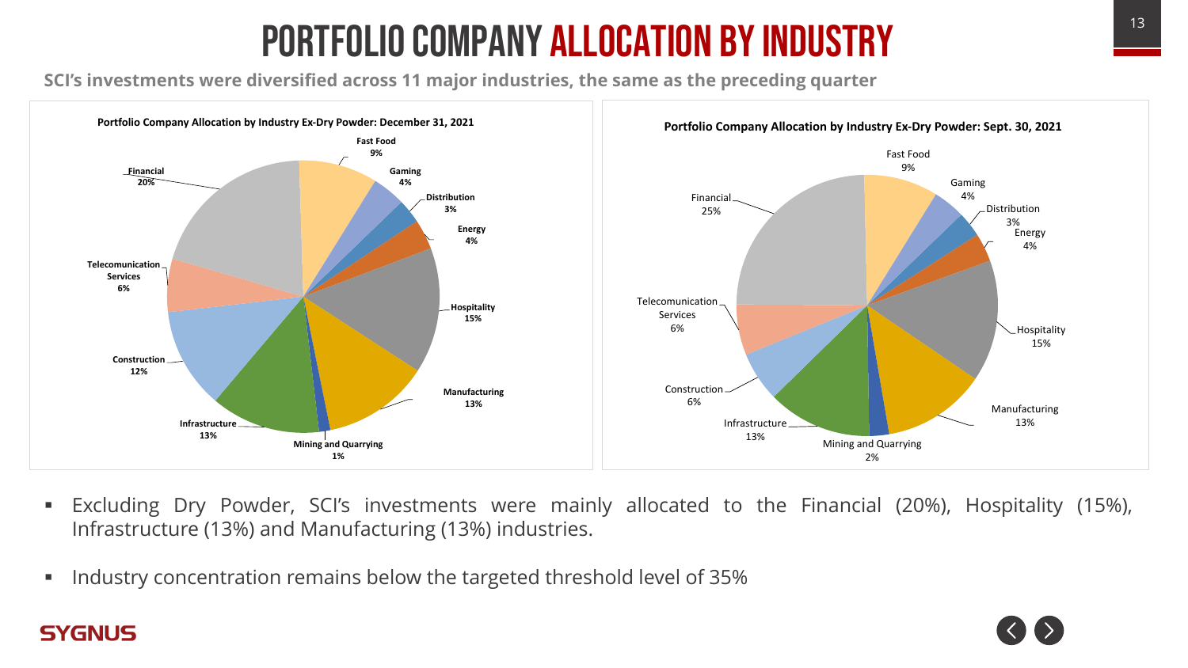# PORTFOLIO COMPANY ALLOCATION BY INDUSTRY

**SCI's investments were diversified across 11 major industries, the same as the preceding quarter**

**Portfolio Company Allocation by Industry Ex-Dry Powder: December 31, 2021**

| Industry | Allocation |
| --- | --- |
| Fast Food | 9% |
| Gaming | 4% |
| Distribution | 3% |
| Energy | 4% |
| Hospitality | 15% |
| Manufacturing | 13% |
| Mining and Quarrying | 1% |
| Infrastructure | 13% |
| Construction | 12% |
| Telecomunication Services | 6% |
| Financial | 20% |

**Portfolio Company Allocation by Industry Ex-Dry Powder: Sept. 30, 2021**

| Industry | Allocation |
| --- | --- |
| Fast Food | 9% |
| Gaming | 4% |
| Distribution | 3% |
| Energy | 4% |
| Hospitality | 15% |
| Manufacturing | 13% |
| Mining and Quarrying | 2% |
| Infrastructure | 13% |
| Construction | 6% |
| Telecomunication Services | 6% |
| Financial | 25% |

- Excluding Dry Powder, SCI's investments were mainly allocated to the Financial (20%), Hospitality (15%), Infrastructure (13%) and Manufacturing (13%) industries.
- Industry concentration remains below the targeted threshold level of 35%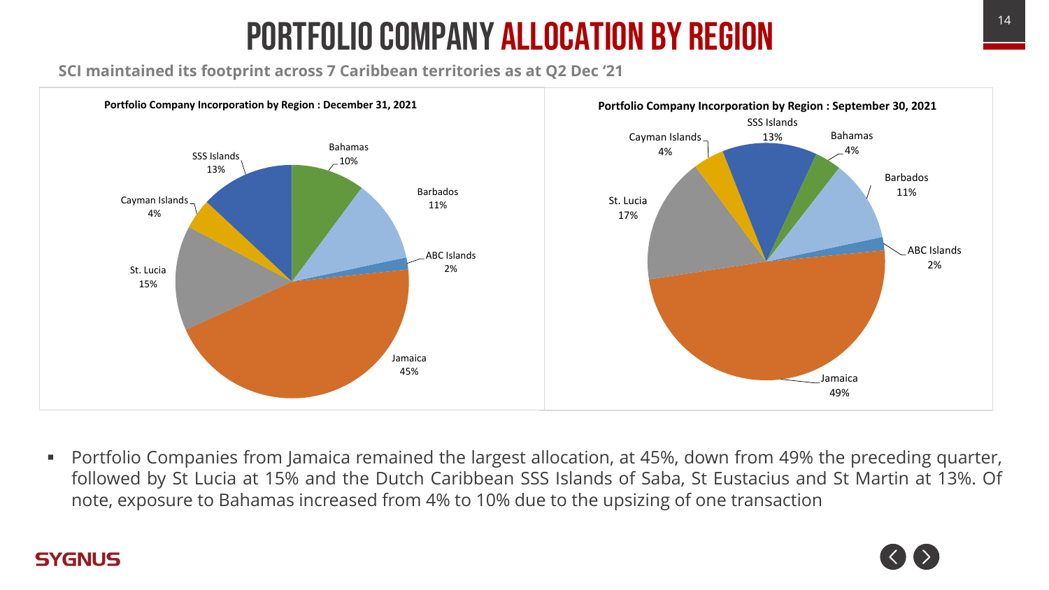# PORTFOLIO COMPANY ALLOCATION BY REGION

**SCI maintained its footprint across 7 Caribbean territories as at Q2 Dec '21**

**Portfolio Company Incorporation by Region : December 31, 2021**

| Region | Allocation |
|---|---|
| Bahamas | 10% |
| Barbados | 11% |
| ABC Islands | 2% |
| Jamaica | 45% |
| St. Lucia | 15% |
| Cayman Islands | 4% |
| SSS Islands | 13% |

**Portfolio Company Incorporation by Region : September 30, 2021**

| Region | Allocation |
|---|---|
| SSS Islands | 13% |
| Bahamas | 4% |
| Barbados | 11% |
| ABC Islands | 2% |
| Jamaica | 49% |
| St. Lucia | 17% |
| Cayman Islands | 4% |

- Portfolio Companies from Jamaica remained the largest allocation, at 45%, down from 49% the preceding quarter, followed by St Lucia at 15% and the Dutch Caribbean SSS Islands of Saba, St Eustacius and St Martin at 13%. Of note, exposure to Bahamas increased from 4% to 10% due to the upsizing of one transaction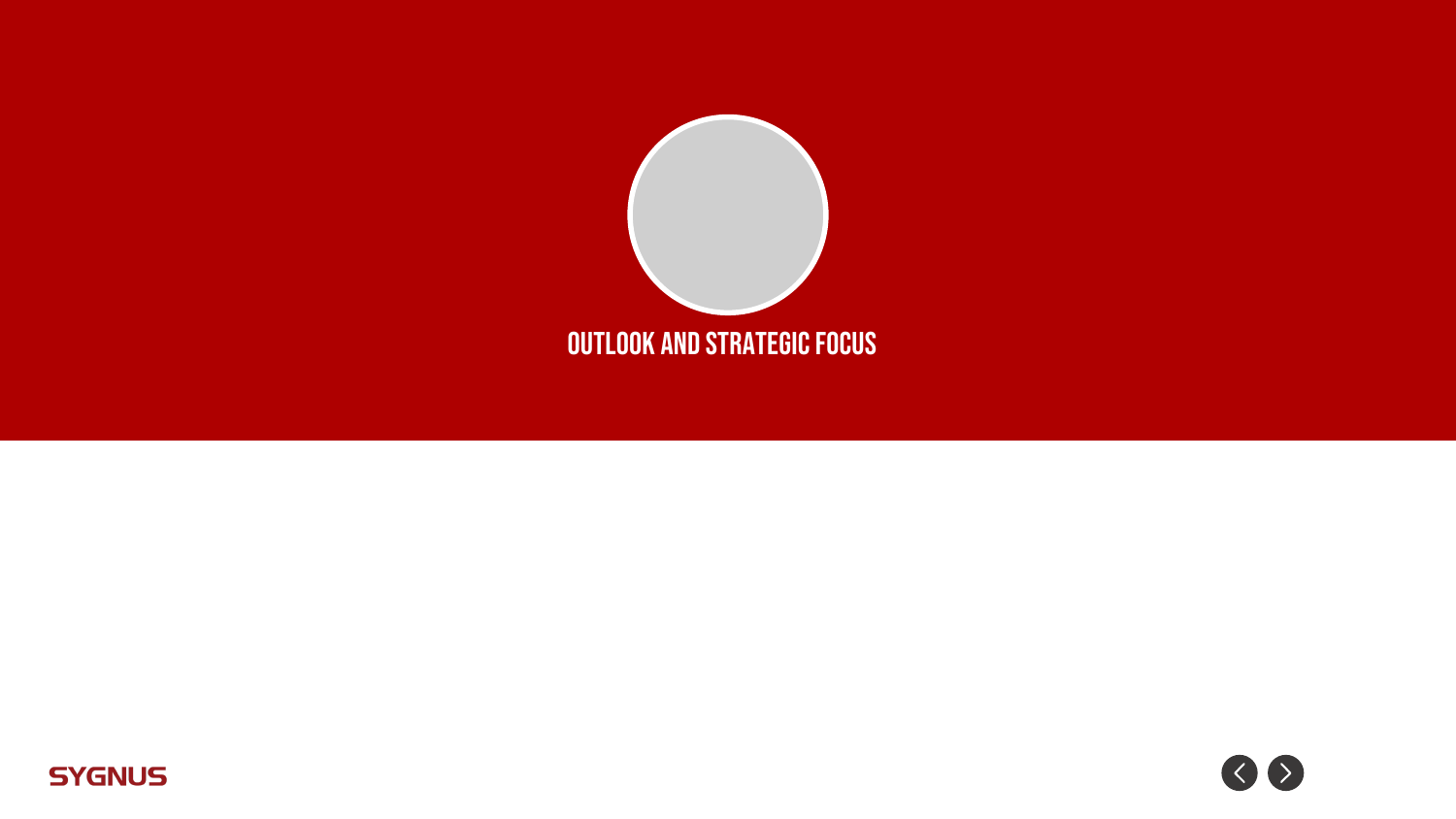# OUTLOOK AND STRATEGIC FOCUS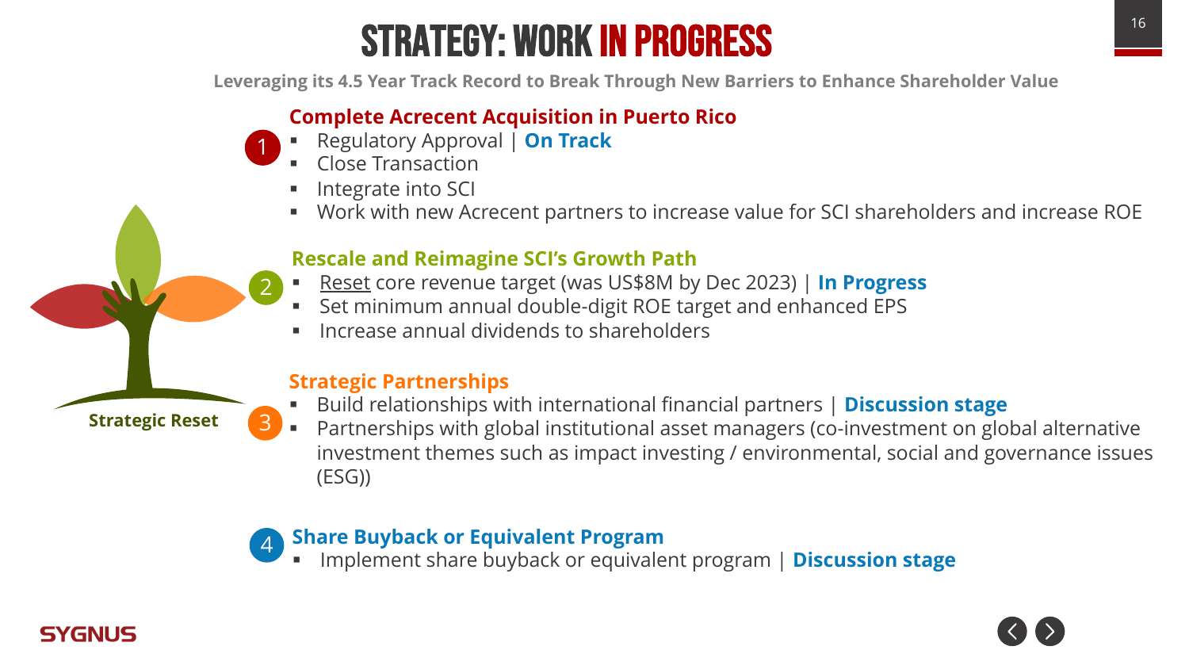# STRATEGY: WORK IN PROGRESS

**Leveraging its 4.5 Year Track Record to Break Through New Barriers to Enhance Shareholder Value**

Strategic Reset

## 1 Complete Acrecent Acquisition in Puerto Rico

- Regulatory Approval | **On Track**
- Close Transaction
- Integrate into SCI
- Work with new Acrecent partners to increase value for SCI shareholders and increase ROE

## 2 Rescale and Reimagine SCI's Growth Path

- Reset core revenue target (was US$8M by Dec 2023) | **In Progress**
- Set minimum annual double-digit ROE target and enhanced EPS
- Increase annual dividends to shareholders

## 3 Strategic Partnerships

- Build relationships with international financial partners | **Discussion stage**
- Partnerships with global institutional asset managers (co-investment on global alternative investment themes such as impact investing / environmental, social and governance issues (ESG))

## 4 Share Buyback or Equivalent Program

- Implement share buyback or equivalent program | **Discussion stage**